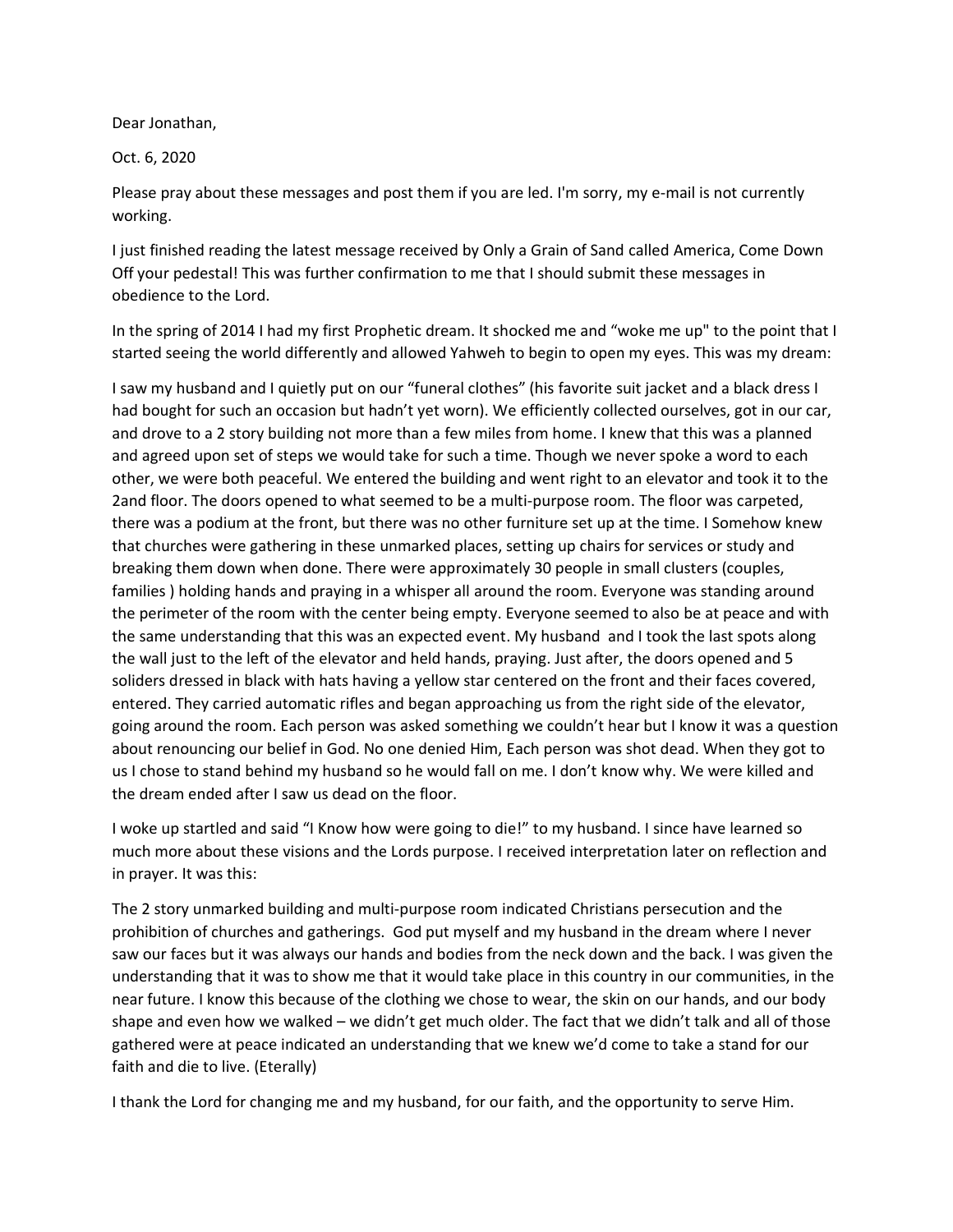Dear Jonathan,

Oct. 6, 2020

Please pray about these messages and post them if you are led. I'm sorry, my e-mail is not currently working.

I just finished reading the latest message received by Only a Grain of Sand called America, Come Down Off your pedestal! This was further confirmation to me that I should submit these messages in obedience to the Lord.

In the spring of 2014 I had my first Prophetic dream. It shocked me and "woke me up" to the point that I started seeing the world differently and allowed Yahweh to begin to open my eyes. This was my dream:

I saw my husband and I quietly put on our "funeral clothes" (his favorite suit jacket and a black dress I had bought for such an occasion but hadn't yet worn). We efficiently collected ourselves, got in our car, and drove to a 2 story building not more than a few miles from home. I knew that this was a planned and agreed upon set of steps we would take for such a time. Though we never spoke a word to each other, we were both peaceful. We entered the building and went right to an elevator and took it to the 2and floor. The doors opened to what seemed to be a multi-purpose room. The floor was carpeted, there was a podium at the front, but there was no other furniture set up at the time. I Somehow knew that churches were gathering in these unmarked places, setting up chairs for services or study and breaking them down when done. There were approximately 30 people in small clusters (couples, families ) holding hands and praying in a whisper all around the room. Everyone was standing around the perimeter of the room with the center being empty. Everyone seemed to also be at peace and with the same understanding that this was an expected event. My husband and I took the last spots along the wall just to the left of the elevator and held hands, praying. Just after, the doors opened and 5 soliders dressed in black with hats having a yellow star centered on the front and their faces covered, entered. They carried automatic rifles and began approaching us from the right side of the elevator, going around the room. Each person was asked something we couldn't hear but I know it was a question about renouncing our belief in God. No one denied Him, Each person was shot dead. When they got to us I chose to stand behind my husband so he would fall on me. I don't know why. We were killed and the dream ended after I saw us dead on the floor.

I woke up startled and said "I Know how were going to die!" to my husband. I since have learned so much more about these visions and the Lords purpose. I received interpretation later on reflection and in prayer. It was this:

The 2 story unmarked building and multi-purpose room indicated Christians persecution and the prohibition of churches and gatherings. God put myself and my husband in the dream where I never saw our faces but it was always our hands and bodies from the neck down and the back. I was given the understanding that it was to show me that it would take place in this country in our communities, in the near future. I know this because of the clothing we chose to wear, the skin on our hands, and our body shape and even how we walked – we didn't get much older. The fact that we didn't talk and all of those gathered were at peace indicated an understanding that we knew we'd come to take a stand for our faith and die to live. (Eterally)

I thank the Lord for changing me and my husband, for our faith, and the opportunity to serve Him.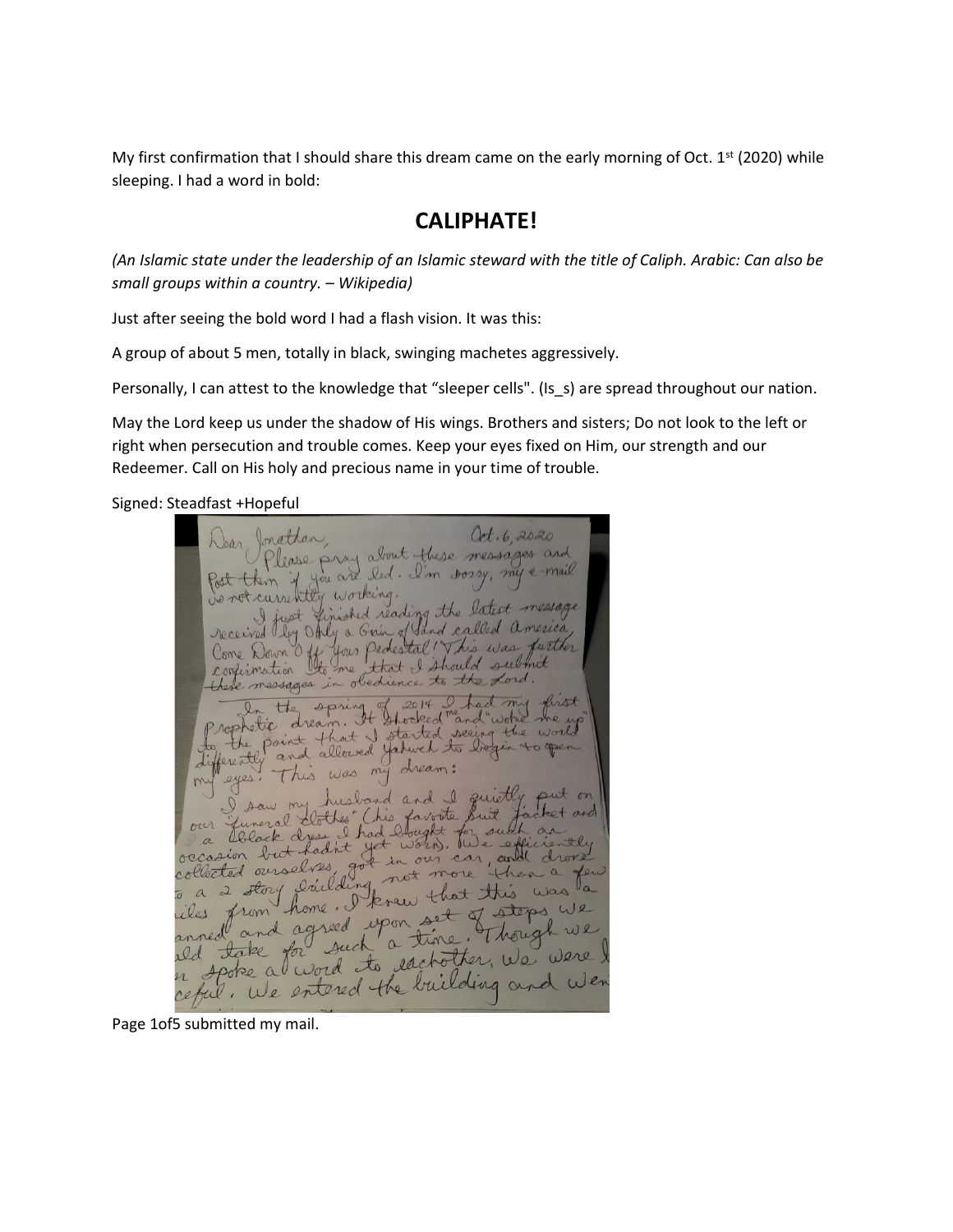My first confirmation that I should share this dream came on the early morning of Oct. 1st (2020) while sleeping. I had a word in bold:

## CALIPHATE!

*(An Islamic state under the leadership of an Islamic steward with the title of Caliph. Arabic: Can also be small groups within a country. – Wikipedia)*

Just after seeing the bold word I had a flash vision. It was this:

A group of about 5 men, totally in black, swinging machetes aggressively.

Personally, I can attest to the knowledge that "sleeper cells". (Is_s) are spread throughout our nation.

May the Lord keep us under the shadow of His wings. Brothers and sisters; Do not look to the left or right when persecution and trouble comes. Keep your eyes fixed on Him, our strength and our Redeemer. Call on His holy and precious name in your time of trouble.

Signed: Steadfast +Hopeful

Dear Jonathan, Oct. 6, 2020

Please pray about these messages and post them if you are led. I'm sorry, my e-mail is not currently working.

I just finished reading the latest message received by Only a Grain of Sand called America, Come Down Off Your Pedestal! This was further confirmation to me that I should submit these messages in obedience to the Lord.

In the spring of 2014 I had my first prophetic dream. It "shocked" me and "woke me up" to the point that I started seeing the world differently and allowed Yahweh to begin to open my eyes. This was my dream:

I saw my husband and I quietly put on our "funeral clothes" (his favorite suit jacket and a black dress I had bought for such an occasion but hadn't yet worn). We efficiently collected ourselves, got in our car, and drove to a 2 story building not more than a few miles from home. I knew that this was a ... anned and agreed upon set of steps we ... ld take for such a time. Though we ... n spoke a word to eachother, we were ... ceful. We entered the building and wen...

Page 1of5 submitted my mail.